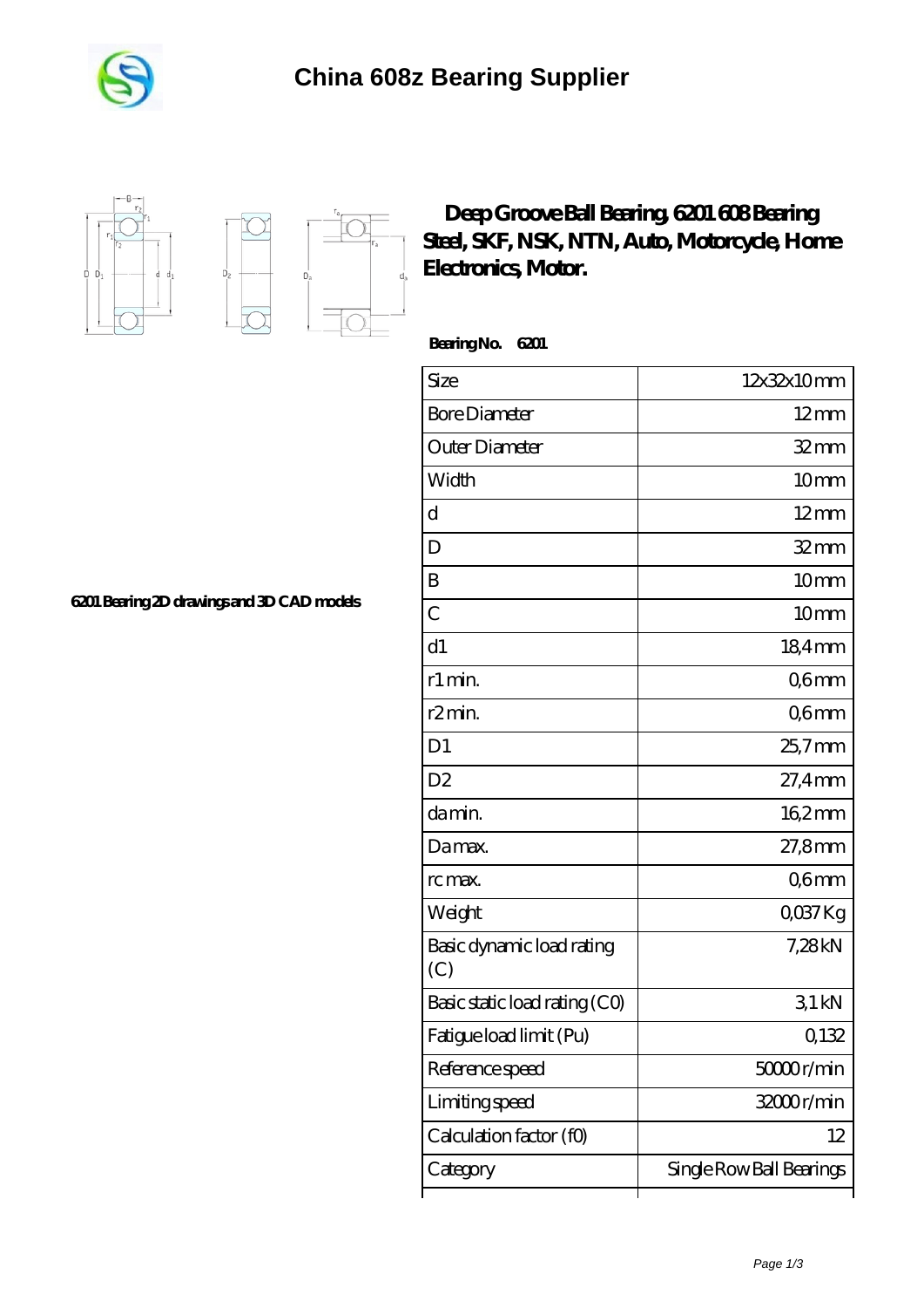# China 608z Bearing Supplier

## Deep Groove Ball Bearing, 6201 608 Bearing Steel, SKF, NSK, NTN, Auto, Motorcycle, Home Electronics, Motor.

**Bearing No. 6201**

6201 Bearing 2D drawings and 3D CAD models

| Size | 12x32x10 mm |
|---|---|
| Bore Diameter | 12 mm |
| Outer Diameter | 32 mm |
| Width | 10 mm |
| d | 12 mm |
| D | 32 mm |
| B | 10 mm |
| C | 10 mm |
| d1 | 18,4 mm |
| r1 min. | 0,6 mm |
| r2 min. | 0,6 mm |
| D1 | 25,7 mm |
| D2 | 27,4 mm |
| da min. | 16,2 mm |
| Da max. | 27,8 mm |
| rc max. | 0,6 mm |
| Weight | 0,037 Kg |
| Basic dynamic load rating (C) | 7,28 kN |
| Basic static load rating (C0) | 3,1 kN |
| Fatigue load limit (Pu) | 0,132 |
| Reference speed | 50000 r/min |
| Limiting speed | 32000 r/min |
| Calculation factor (f0) | 12 |
| Category | Single Row Ball Bearings |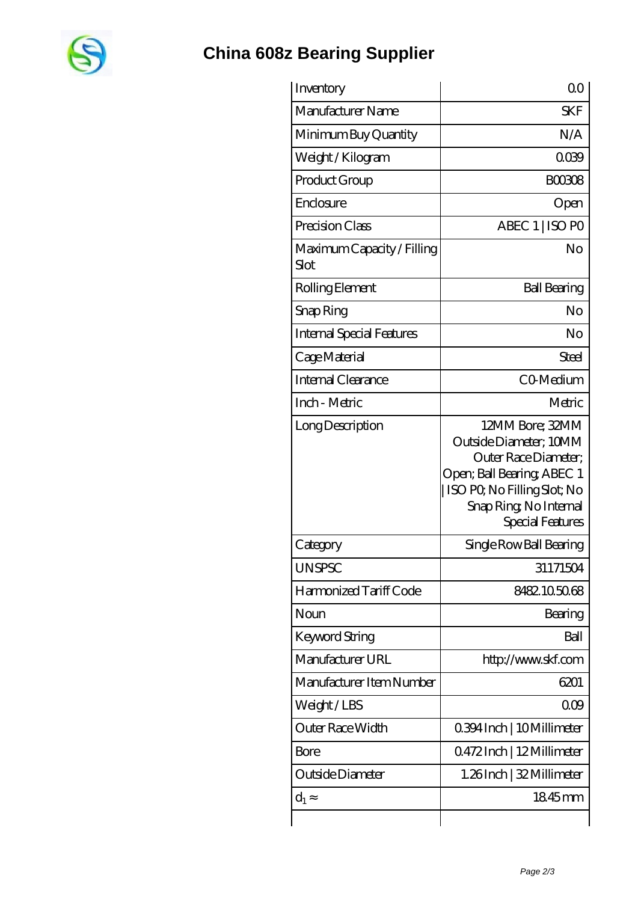# China 608z Bearing Supplier

| | |
|---|---|
| Inventory | 0.0 |
| Manufacturer Name | SKF |
| Minimum Buy Quantity | N/A |
| Weight / Kilogram | 0.039 |
| Product Group | B00308 |
| Enclosure | Open |
| Precision Class | ABEC 1 \| ISO P0 |
| Maximum Capacity / Filling Slot | No |
| Rolling Element | Ball Bearing |
| Snap Ring | No |
| Internal Special Features | No |
| Cage Material | Steel |
| Internal Clearance | C0-Medium |
| Inch - Metric | Metric |
| Long Description | 12MM Bore; 32MM Outside Diameter; 10MM Outer Race Diameter; Open; Ball Bearing; ABEC 1 \| ISO P0; No Filling Slot; No Snap Ring; No Internal Special Features |
| Category | Single Row Ball Bearing |
| UNSPSC | 31171504 |
| Harmonized Tariff Code | 8482.10.50.68 |
| Noun | Bearing |
| Keyword String | Ball |
| Manufacturer URL | http://www.skf.com |
| Manufacturer Item Number | 6201 |
| Weight / LBS | 0.09 |
| Outer Race Width | 0.394 Inch \| 10 Millimeter |
| Bore | 0.472 Inch \| 12 Millimeter |
| Outside Diameter | 1.26 Inch \| 32 Millimeter |
| $d_1 \approx$ | 18.45 mm |
| | |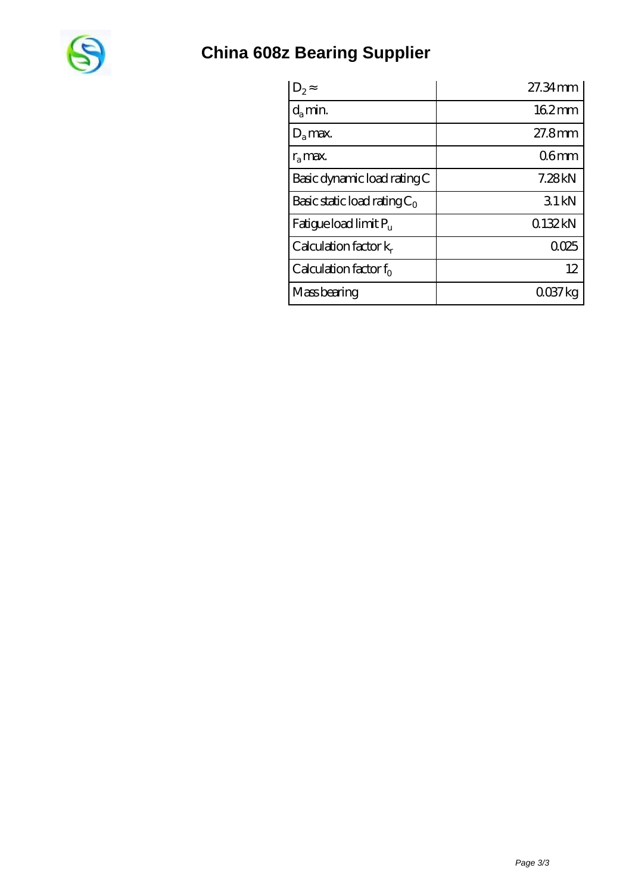# China 608z Bearing Supplier

| | |
|---|---|
| $D_2 \approx$ | 27.34 mm |
| $d_a$ min. | 16.2 mm |
| $D_a$ max. | 27.8 mm |
| $r_a$ max. | 0.6 mm |
| Basic dynamic load rating C | 7.28 kN |
| Basic static load rating $C_0$ | 3.1 kN |
| Fatigue load limit $P_u$ | 0.132 kN |
| Calculation factor $k_r$ | 0.025 |
| Calculation factor $f_0$ | 12 |
| Mass bearing | 0.037 kg |